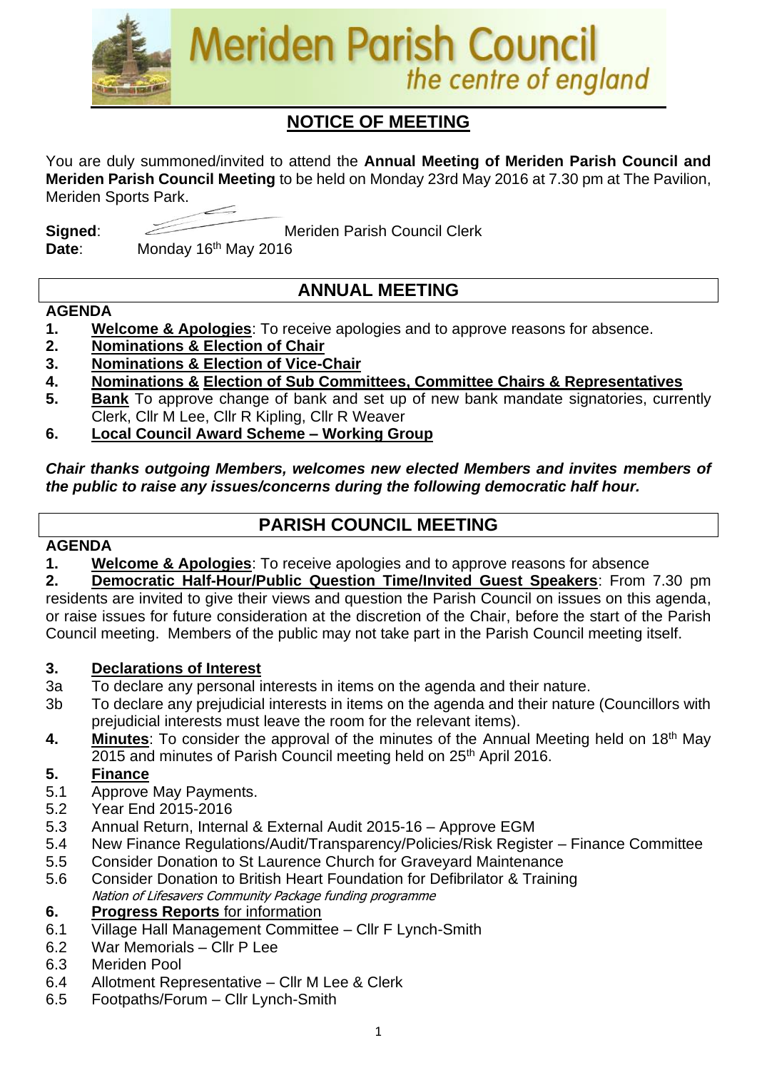# Meriden Parish Council
*the centre of england*

## NOTICE OF MEETING

You are duly summoned/invited to attend the **Annual Meeting of Meriden Parish Council and Meriden Parish Council Meeting** to be held on Monday 23rd May 2016 at 7.30 pm at The Pavilion, Meriden Sports Park.

**Signed**: Meriden Parish Council Clerk
**Date**: Monday 16th May 2016

## ANNUAL MEETING

**AGENDA**

1. **Welcome & Apologies**: To receive apologies and to approve reasons for absence.
2. **Nominations & Election of Chair**
3. **Nominations & Election of Vice-Chair**
4. **Nominations & Election of Sub Committees, Committee Chairs & Representatives**
5. **Bank** To approve change of bank and set up of new bank mandate signatories, currently Clerk, Cllr M Lee, Cllr R Kipling, Cllr R Weaver
6. **Local Council Award Scheme – Working Group**

***Chair thanks outgoing Members, welcomes new elected Members and invites members of the public to raise any issues/concerns during the following democratic half hour.***

## PARISH COUNCIL MEETING

**AGENDA**

1. **Welcome & Apologies**: To receive apologies and to approve reasons for absence
2. **Democratic Half-Hour/Public Question Time/Invited Guest Speakers**: From 7.30 pm residents are invited to give their views and question the Parish Council on issues on this agenda, or raise issues for future consideration at the discretion of the Chair, before the start of the Parish Council meeting. Members of the public may not take part in the Parish Council meeting itself.

3. **Declarations of Interest**
   - 3a To declare any personal interests in items on the agenda and their nature.
   - 3b To declare any prejudicial interests in items on the agenda and their nature (Councillors with prejudicial interests must leave the room for the relevant items).
4. **Minutes**: To consider the approval of the minutes of the Annual Meeting held on 18th May 2015 and minutes of Parish Council meeting held on 25th April 2016.
5. **Finance**
   - 5.1 Approve May Payments.
   - 5.2 Year End 2015-2016
   - 5.3 Annual Return, Internal & External Audit 2015-16 – Approve EGM
   - 5.4 New Finance Regulations/Audit/Transparency/Policies/Risk Register – Finance Committee
   - 5.5 Consider Donation to St Laurence Church for Graveyard Maintenance
   - 5.6 Consider Donation to British Heart Foundation for Defibrilator & Training
     *Nation of Lifesavers Community Package funding programme*
6. **Progress Reports** for information
   - 6.1 Village Hall Management Committee – Cllr F Lynch-Smith
   - 6.2 War Memorials – Cllr P Lee
   - 6.3 Meriden Pool
   - 6.4 Allotment Representative – Cllr M Lee & Clerk
   - 6.5 Footpaths/Forum – Cllr Lynch-Smith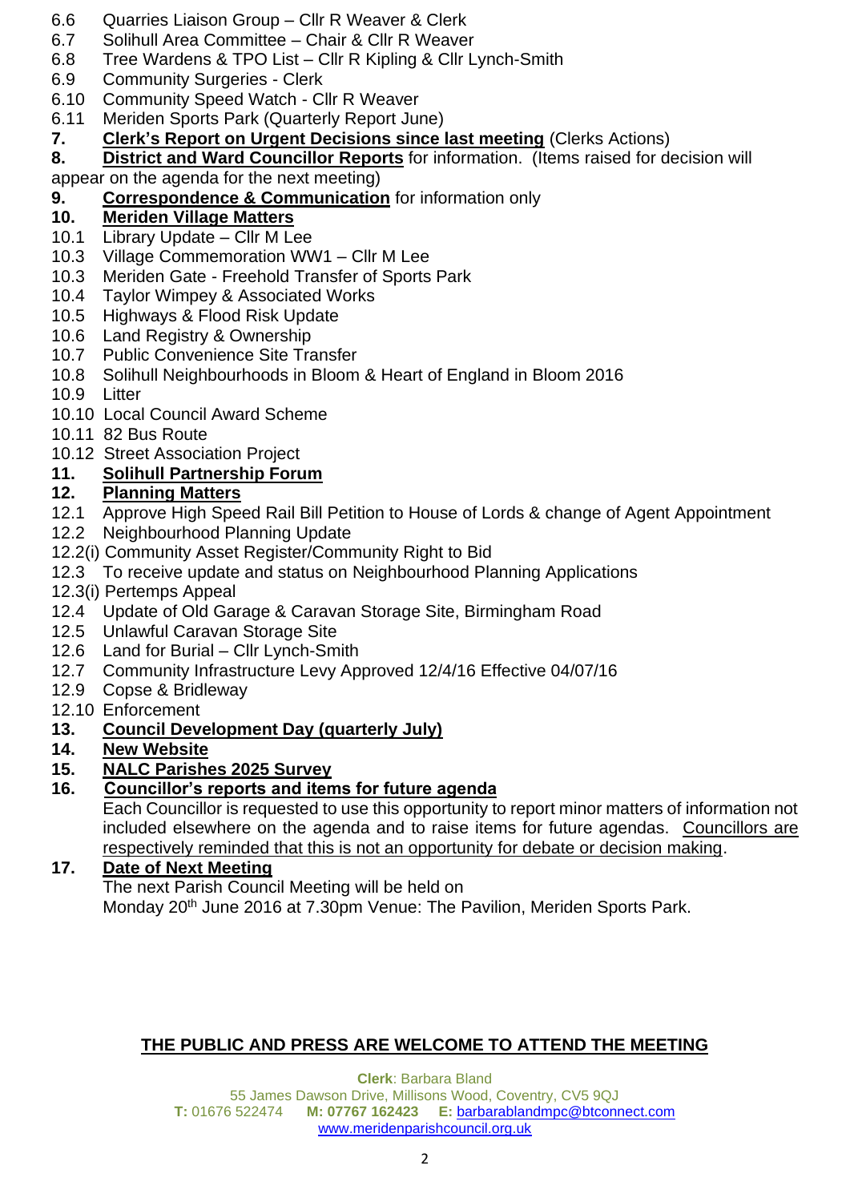6.6 Quarries Liaison Group – Cllr R Weaver & Clerk
6.7 Solihull Area Committee – Chair & Cllr R Weaver
6.8 Tree Wardens & TPO List – Cllr R Kipling & Cllr Lynch-Smith
6.9 Community Surgeries - Clerk
6.10 Community Speed Watch - Cllr R Weaver
6.11 Meriden Sports Park (Quarterly Report June)

**7. Clerk's Report on Urgent Decisions since last meeting** (Clerks Actions)

**8. District and Ward Councillor Reports** for information. (Items raised for decision will appear on the agenda for the next meeting)

**9. Correspondence & Communication** for information only

**10. Meriden Village Matters**

10.1 Library Update – Cllr M Lee
10.3 Village Commemoration WW1 – Cllr M Lee
10.3 Meriden Gate - Freehold Transfer of Sports Park
10.4 Taylor Wimpey & Associated Works
10.5 Highways & Flood Risk Update
10.6 Land Registry & Ownership
10.7 Public Convenience Site Transfer
10.8 Solihull Neighbourhoods in Bloom & Heart of England in Bloom 2016
10.9 Litter
10.10 Local Council Award Scheme
10.11 82 Bus Route
10.12 Street Association Project

**11. Solihull Partnership Forum**

**12. Planning Matters**

12.1 Approve High Speed Rail Bill Petition to House of Lords & change of Agent Appointment
12.2 Neighbourhood Planning Update
12.2(i) Community Asset Register/Community Right to Bid
12.3 To receive update and status on Neighbourhood Planning Applications
12.3(i) Pertemps Appeal
12.4 Update of Old Garage & Caravan Storage Site, Birmingham Road
12.5 Unlawful Caravan Storage Site
12.6 Land for Burial – Cllr Lynch-Smith
12.7 Community Infrastructure Levy Approved 12/4/16 Effective 04/07/16
12.9 Copse & Bridleway
12.10 Enforcement

**13. Council Development Day (quarterly July)**

**14. New Website**

**15. NALC Parishes 2025 Survey**

**16. Councillor's reports and items for future agenda**

Each Councillor is requested to use this opportunity to report minor matters of information not included elsewhere on the agenda and to raise items for future agendas. Councillors are respectively reminded that this is not an opportunity for debate or decision making.

**17. Date of Next Meeting**

The next Parish Council Meeting will be held on
Monday 20th June 2016 at 7.30pm Venue: The Pavilion, Meriden Sports Park.

**THE PUBLIC AND PRESS ARE WELCOME TO ATTEND THE MEETING**

**Clerk**: Barbara Bland
55 James Dawson Drive, Millisons Wood, Coventry, CV5 9QJ
**T:** 01676 522474 **M: 07767 162423** **E:** barbarablandmpc@btconnect.com
www.meridenparishcouncil.org.uk